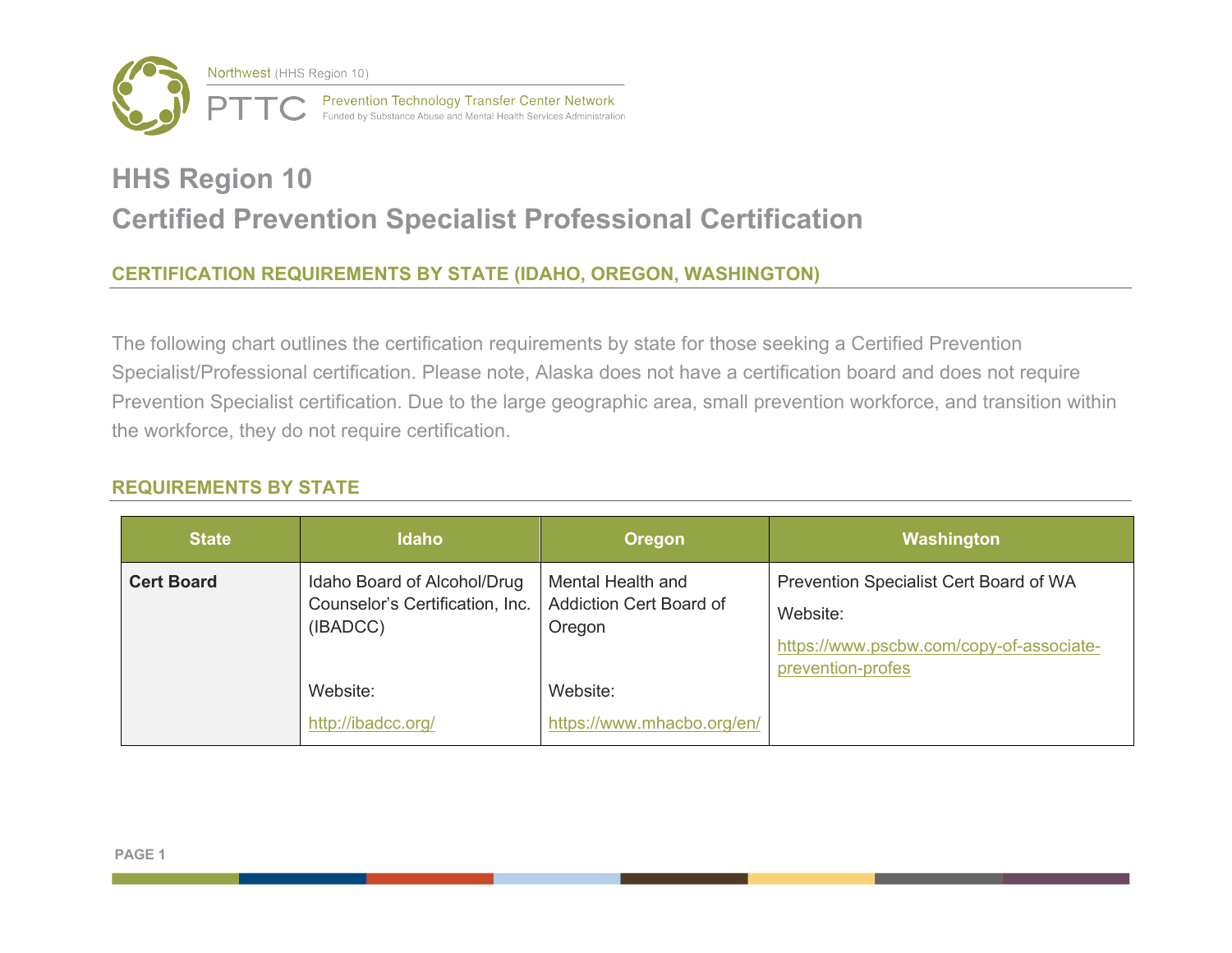Northwest (HHS Region 10)

PTTC Prevention Technology Transfer Center Network
Funded by Substance Abuse and Mental Health Services Administration

# HHS Region 10

# Certified Prevention Specialist Professional Certification

## CERTIFICATION REQUIREMENTS BY STATE (IDAHO, OREGON, WASHINGTON)

The following chart outlines the certification requirements by state for those seeking a Certified Prevention Specialist/Professional certification. Please note, Alaska does not have a certification board and does not require Prevention Specialist certification. Due to the large geographic area, small prevention workforce, and transition within the workforce, they do not require certification.

## REQUIREMENTS BY STATE

| State | Idaho | Oregon | Washington |
|---|---|---|---|
| **Cert Board** | Idaho Board of Alcohol/Drug Counselor's Certification, Inc. (IBADCC)<br><br>Website:<br>http://ibadcc.org/ | Mental Health and Addiction Cert Board of Oregon<br><br>Website:<br>https://www.mhacbo.org/en/ | Prevention Specialist Cert Board of WA<br>Website:<br>https://www.pscbw.com/copy-of-associate-prevention-profes |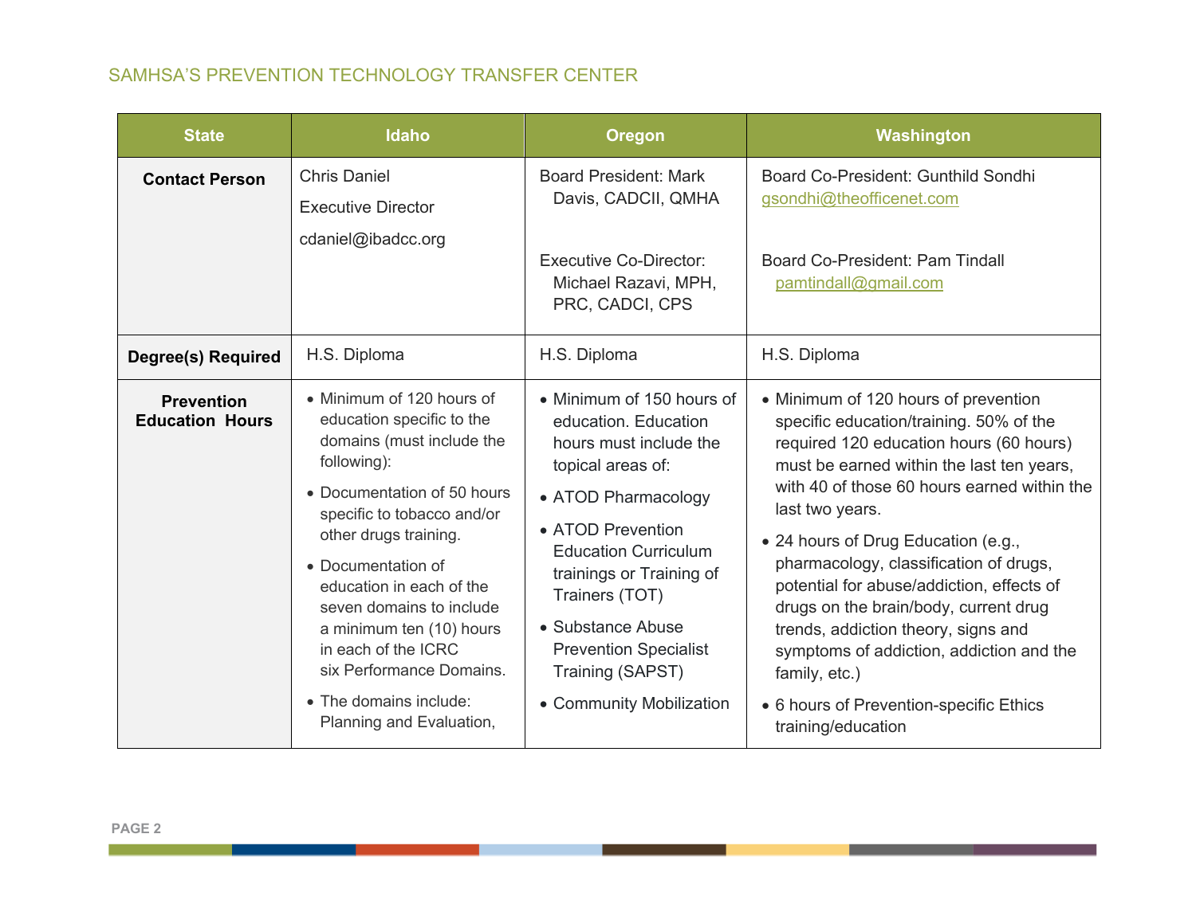| State | Idaho | Oregon | Washington |
|---|---|---|---|
| **Contact Person** | Chris Daniel<br>Executive Director<br>cdaniel@ibadcc.org | Board President: Mark Davis, CADCII, QMHA<br><br>Executive Co-Director: Michael Razavi, MPH, PRC, CADCI, CPS | Board Co-President: Gunthild Sondhi gsondhi@theofficenet.com<br><br>Board Co-President: Pam Tindall pamtindall@gmail.com |
| **Degree(s) Required** | H.S. Diploma | H.S. Diploma | H.S. Diploma |
| **Prevention Education Hours** | • Minimum of 120 hours of education specific to the domains (must include the following):<br>• Documentation of 50 hours specific to tobacco and/or other drugs training.<br>• Documentation of education in each of the seven domains to include a minimum ten (10) hours in each of the ICRC six Performance Domains.<br>• The domains include: Planning and Evaluation, | • Minimum of 150 hours of education. Education hours must include the topical areas of:<br>• ATOD Pharmacology<br>• ATOD Prevention Education Curriculum trainings or Training of Trainers (TOT)<br>• Substance Abuse Prevention Specialist Training (SAPST)<br>• Community Mobilization | • Minimum of 120 hours of prevention specific education/training. 50% of the required 120 education hours (60 hours) must be earned within the last ten years, with 40 of those 60 hours earned within the last two years.<br>• 24 hours of Drug Education (e.g., pharmacology, classification of drugs, potential for abuse/addiction, effects of drugs on the brain/body, current drug trends, addiction theory, signs and symptoms of addiction, addiction and the family, etc.)<br>• 6 hours of Prevention-specific Ethics training/education |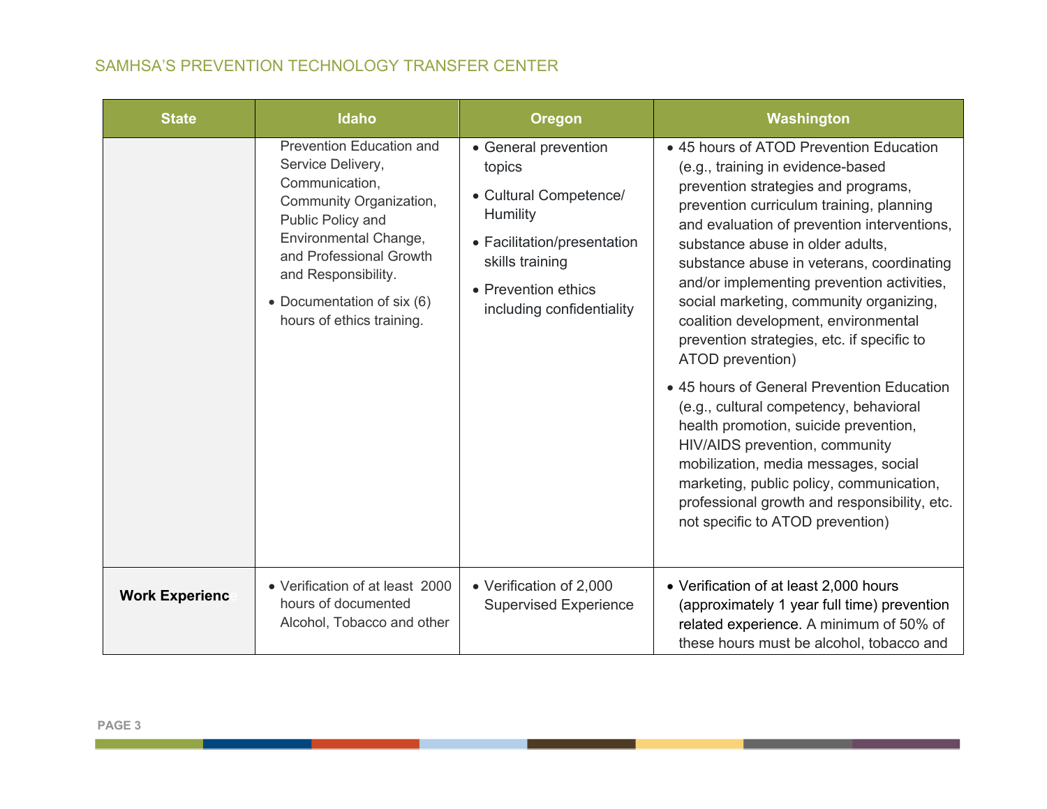| State | Idaho | Oregon | Washington |
|---|---|---|---|
| | Prevention Education and Service Delivery, Communication, Community Organization, Public Policy and Environmental Change, and Professional Growth and Responsibility.<br>• Documentation of six (6) hours of ethics training. | • General prevention topics<br>• Cultural Competence/ Humility<br>• Facilitation/presentation skills training<br>• Prevention ethics including confidentiality | • 45 hours of ATOD Prevention Education (e.g., training in evidence-based prevention strategies and programs, prevention curriculum training, planning and evaluation of prevention interventions, substance abuse in older adults, substance abuse in veterans, coordinating and/or implementing prevention activities, social marketing, community organizing, coalition development, environmental prevention strategies, etc. if specific to ATOD prevention)<br>• 45 hours of General Prevention Education (e.g., cultural competency, behavioral health promotion, suicide prevention, HIV/AIDS prevention, community mobilization, media messages, social marketing, public policy, communication, professional growth and responsibility, etc. not specific to ATOD prevention) |
| **Work Experience** | • Verification of at least 2000 hours of documented Alcohol, Tobacco and other | • Verification of 2,000 Supervised Experience | • Verification of at least 2,000 hours (approximately 1 year full time) prevention related experience. A minimum of 50% of these hours must be alcohol, tobacco and |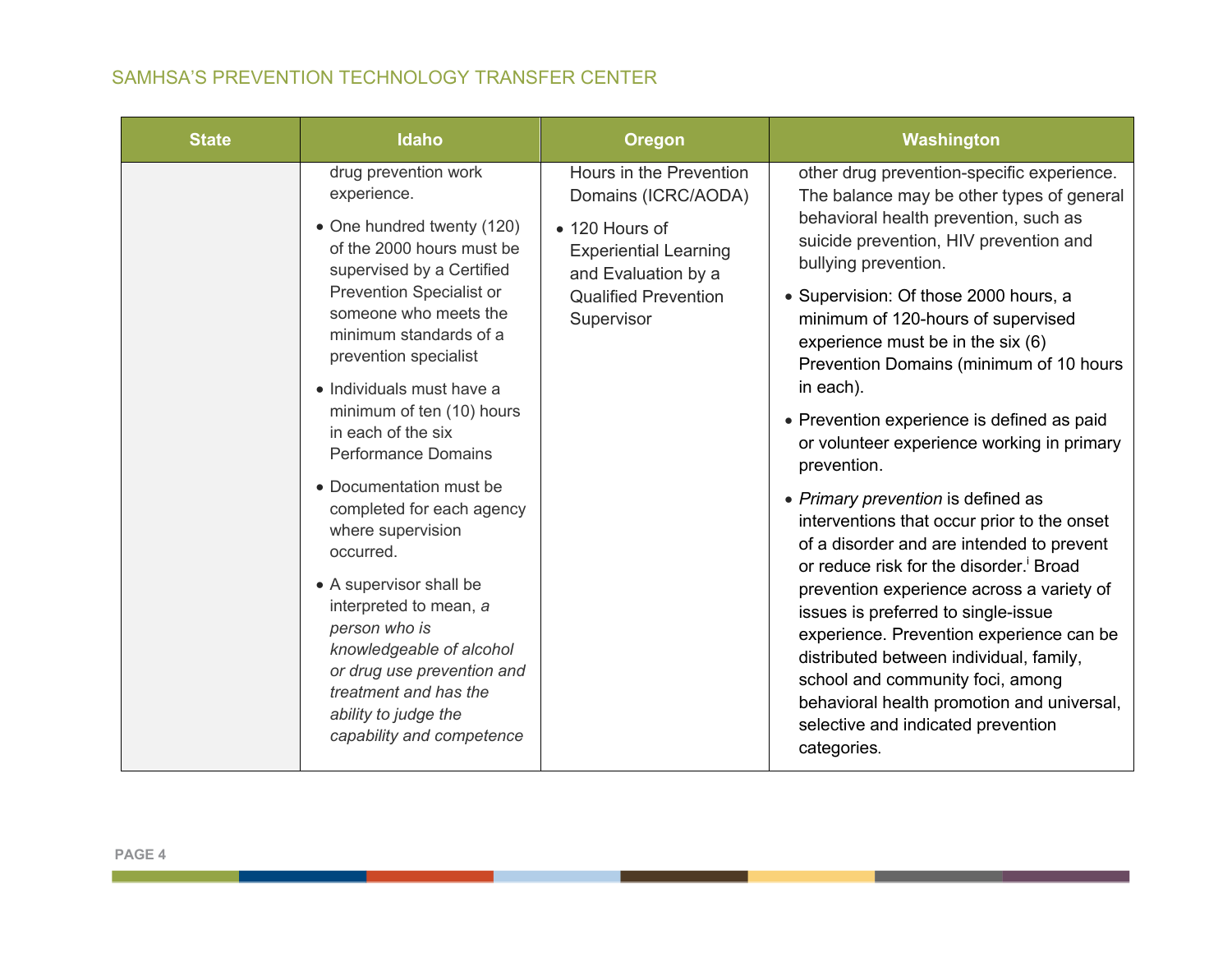| State | Idaho | Oregon | Washington |
|---|---|---|---|
| | drug prevention work experience.<br>• One hundred twenty (120) of the 2000 hours must be supervised by a Certified Prevention Specialist or someone who meets the minimum standards of a prevention specialist<br>• Individuals must have a minimum of ten (10) hours in each of the six Performance Domains<br>• Documentation must be completed for each agency where supervision occurred.<br>• A supervisor shall be interpreted to mean, *a person who is knowledgeable of alcohol or drug use prevention and treatment and has the ability to judge the capability and competence* | Hours in the Prevention Domains (ICRC/AODA)<br>• 120 Hours of Experiential Learning and Evaluation by a Qualified Prevention Supervisor | other drug prevention-specific experience. The balance may be other types of general behavioral health prevention, such as suicide prevention, HIV prevention and bullying prevention.<br>• Supervision: Of those 2000 hours, a minimum of 120-hours of supervised experience must be in the six (6) Prevention Domains (minimum of 10 hours in each).<br>• Prevention experience is defined as paid or volunteer experience working in primary prevention.<br>• *Primary prevention* is defined as interventions that occur prior to the onset of a disorder and are intended to prevent or reduce risk for the disorder.[i] Broad prevention experience across a variety of issues is preferred to single-issue experience. Prevention experience can be distributed between individual, family, school and community foci, among behavioral health promotion and universal, selective and indicated prevention categories. |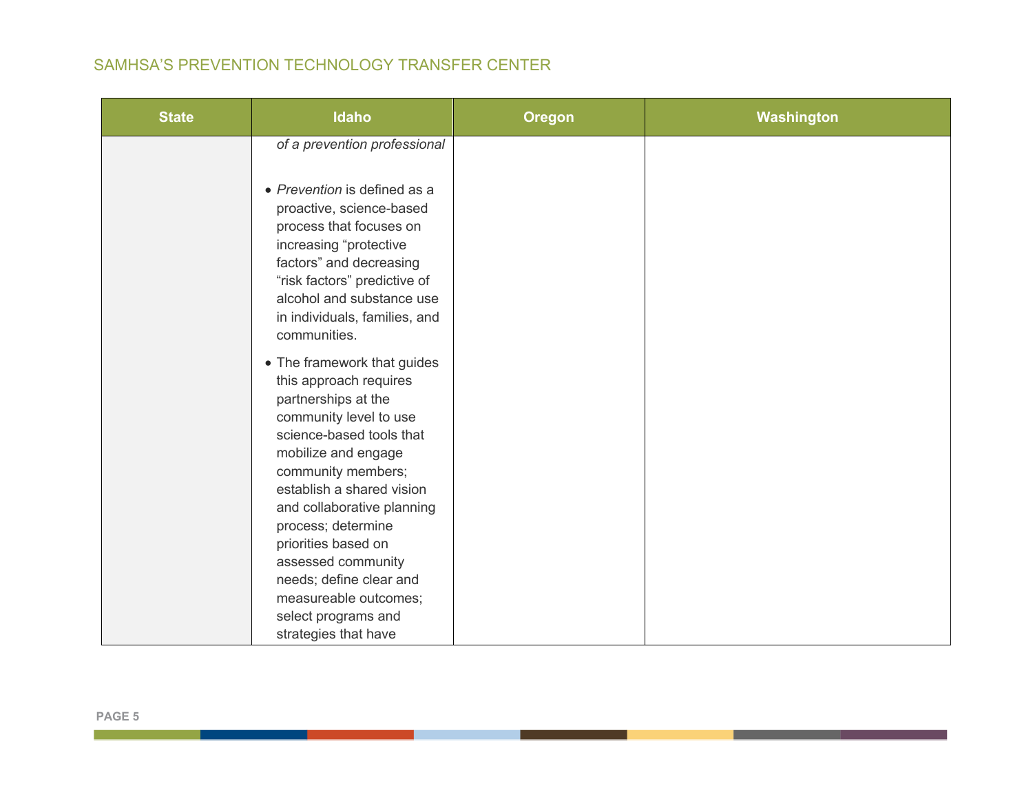| State | Idaho | Oregon | Washington |
| --- | --- | --- | --- |
| | *of a prevention professional*<br><br>• *Prevention* is defined as a proactive, science-based process that focuses on increasing “protective factors” and decreasing “risk factors” predictive of alcohol and substance use in individuals, families, and communities.<br><br>• The framework that guides this approach requires partnerships at the community level to use science-based tools that mobilize and engage community members; establish a shared vision and collaborative planning process; determine priorities based on assessed community needs; define clear and measureable outcomes; select programs and strategies that have | | |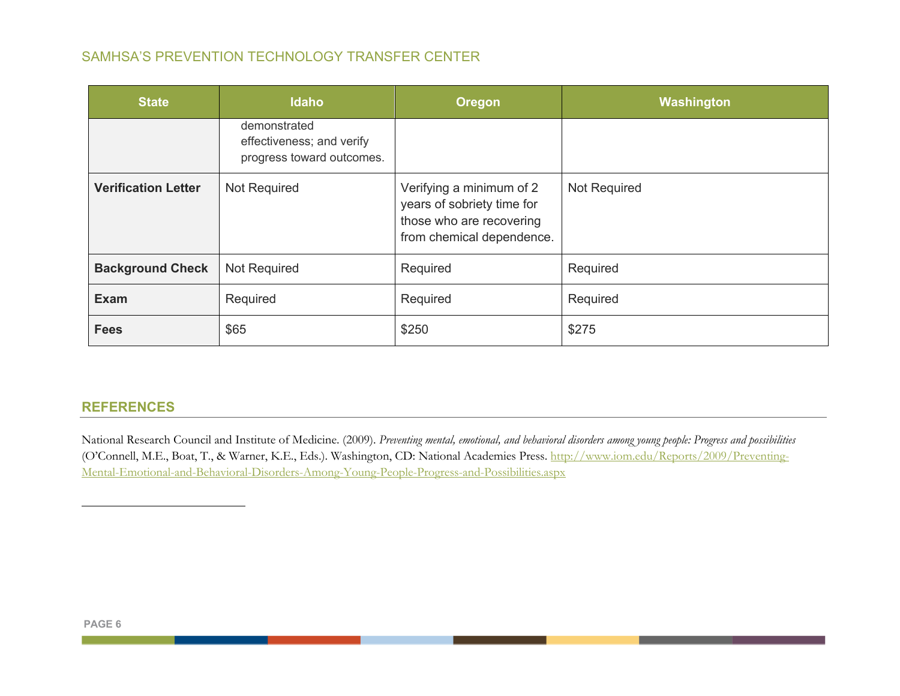| State | Idaho | Oregon | Washington |
|---|---|---|---|
| | demonstrated effectiveness; and verify progress toward outcomes. | | |
| **Verification Letter** | Not Required | Verifying a minimum of 2 years of sobriety time for those who are recovering from chemical dependence. | Not Required |
| **Background Check** | Not Required | Required | Required |
| **Exam** | Required | Required | Required |
| **Fees** | $65 | $250 | $275 |

## REFERENCES

National Research Council and Institute of Medicine. (2009). *Preventing mental, emotional, and behavioral disorders among young people: Progress and possibilities* (O'Connell, M.E., Boat, T., & Warner, K.E., Eds.). Washington, CD: National Academies Press. http://www.iom.edu/Reports/2009/Preventing-Mental-Emotional-and-Behavioral-Disorders-Among-Young-People-Progress-and-Possibilities.aspx